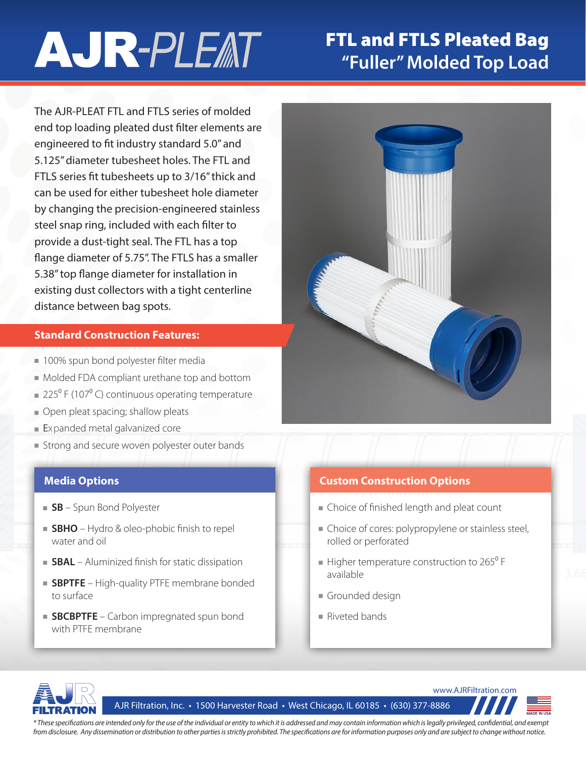# AJR-PLEAT

## FTL and FTLS Pleated Bag "Fuller" Molded Top Load

The AJR-PLEAT FTL and FTLS series of molded end top loading pleated dust filter elements are engineered to fit industry standard 5.0" and 5.125" diameter tubesheet holes. The FTL and FTLS series fit tubesheets up to 3/16" thick and can be used for either tubesheet hole diameter by changing the precision-engineered stainless steel snap ring, included with each filter to provide a dust-tight seal. The FTL has a top flange diameter of 5.75". The FTLS has a smaller 5.38" top flange diameter for installation in existing dust collectors with a tight centerline distance between bag spots.

### Standard Construction Features:

- 100% spun bond polyester filter media
- Molded FDA compliant urethane top and bottom
- 225° F (107° C) continuous operating temperature
- Open pleat spacing; shallow pleats
- Expanded metal galvanized core
- Strong and secure woven polyester outer bands

### Media Options

- **SB** – Spun Bond Polyester
- **SBHO** – Hydro & oleo-phobic finish to repel water and oil
- **SBAL** – Aluminized finish for static dissipation
- **SBPTFE** – High-quality PTFE membrane bonded to surface
- **SBCBPTFE** – Carbon impregnated spun bond with PTFE membrane

### Custom Construction Options

- Choice of finished length and pleat count
- Choice of cores: polypropylene or stainless steel, rolled or perforated
- Higher temperature construction to 265° F available
- Grounded design
- Riveted bands

AJR FILTRATION

www.AJRFiltration.com

AJR Filtration, Inc. • 1500 Harvester Road • West Chicago, IL 60185 • (630) 377-8886

MADE IN USA

*These specifications are intended only for the use of the individual or entity to which it is addressed and may contain information which is legally privileged, confidential, and exempt from disclosure. Any dissemination or distribution to other parties is strictly prohibited. The specifications are for information purposes only and are subject to change without notice.*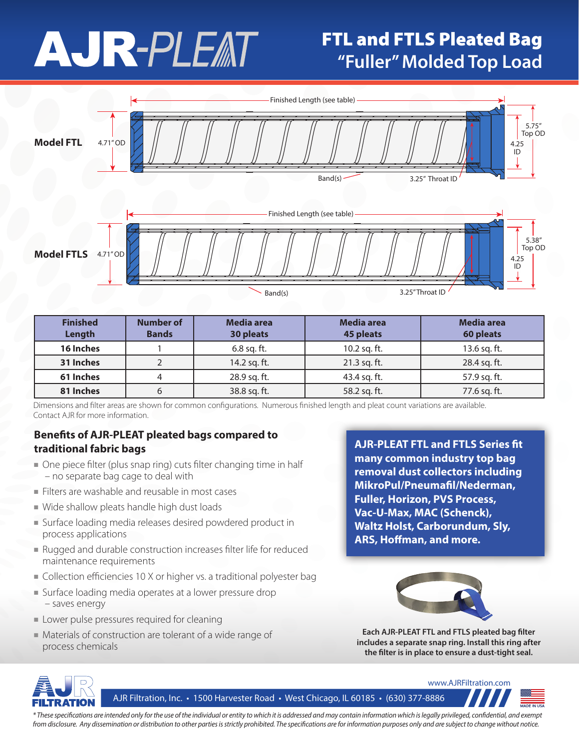# AJR-PLEAT

## FTL and FTLS Pleated Bag "Fuller" Molded Top Load

**Model FTL**

Finished Length (see table)

4.71" OD

5.75" Top OD

4.25 ID

Band(s)

3.25" Throat ID

**Model FTLS**

Finished Length (see table)

4.71" OD

5.38" Top OD

4.25 ID

Band(s)

3.25" Throat ID

| Finished Length | Number of Bands | Media area 30 pleats | Media area 45 pleats | Media area 60 pleats |
|---|---|---|---|---|
| **16 Inches** | 1 | 6.8 sq. ft. | 10.2 sq. ft. | 13.6 sq. ft. |
| **31 Inches** | 2 | 14.2 sq. ft. | 21.3 sq. ft. | 28.4 sq. ft. |
| **61 Inches** | 4 | 28.9 sq. ft. | 43.4 sq. ft. | 57.9 sq. ft. |
| **81 Inches** | 6 | 38.8 sq. ft. | 58.2 sq. ft. | 77.6 sq. ft. |

Dimensions and filter areas are shown for common configurations. Numerous finished length and pleat count variations are available. Contact AJR for more information.

### Benefits of AJR-PLEAT pleated bags compared to traditional fabric bags

- One piece filter (plus snap ring) cuts filter changing time in half – no separate bag cage to deal with
- Filters are washable and reusable in most cases
- Wide shallow pleats handle high dust loads
- Surface loading media releases desired powdered product in process applications
- Rugged and durable construction increases filter life for reduced maintenance requirements
- Collection efficiencies 10 X or higher vs. a traditional polyester bag
- Surface loading media operates at a lower pressure drop – saves energy
- Lower pulse pressures required for cleaning
- Materials of construction are tolerant of a wide range of process chemicals

**AJR-PLEAT FTL and FTLS Series fit many common industry top bag removal dust collectors including MikroPul/Pneumafil/Nederman, Fuller, Horizon, PVS Process, Vac-U-Max, MAC (Schenck), Waltz Holst, Carborundum, Sly, ARS, Hoffman, and more.**

**Each AJR-PLEAT FTL and FTLS pleated bag filter includes a separate snap ring. Install this ring after the filter is in place to ensure a dust-tight seal.**

AJR FILTRATION

www.AJRFiltration.com

AJR Filtration, Inc. • 1500 Harvester Road • West Chicago, IL 60185 • (630) 377-8886

MADE IN USA

*\* These specifications are intended only for the use of the individual or entity to which it is addressed and may contain information which is legally privileged, confidential, and exempt from disclosure. Any dissemination or distribution to other parties is strictly prohibited. The specifications are for information purposes only and are subject to change without notice.*